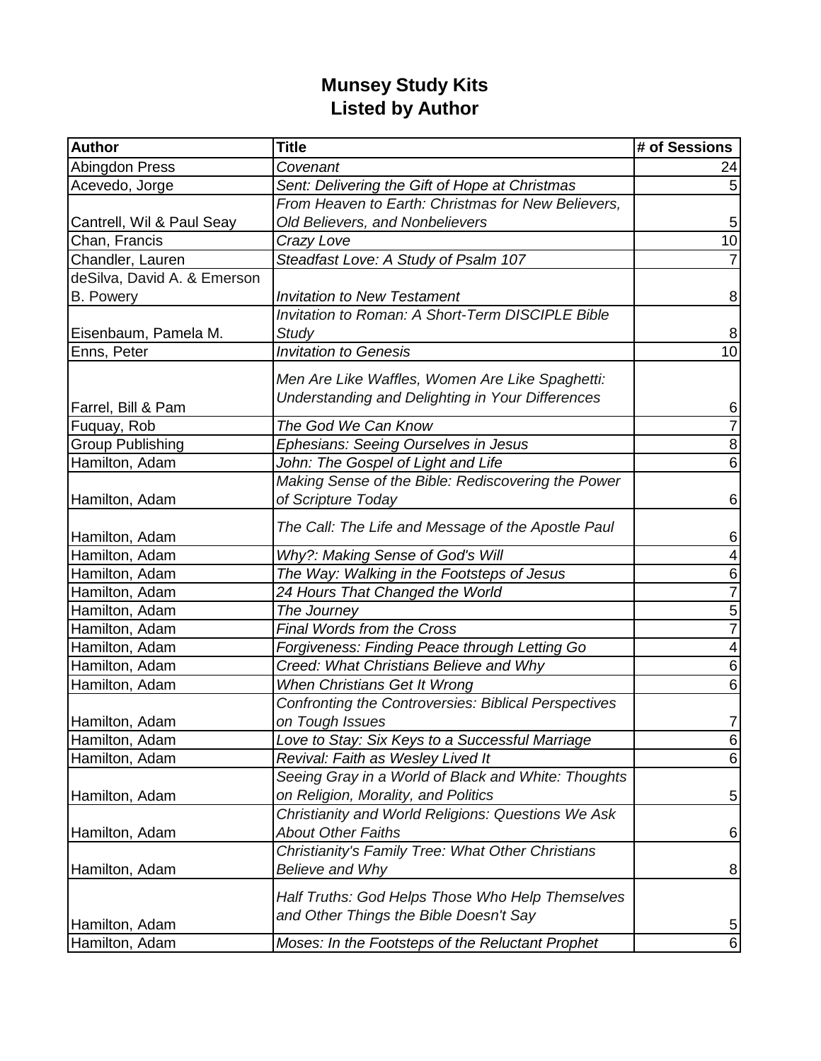# Munsey Study Kits
## Listed by Author

| Author | Title | # of Sessions |
|---|---|---|
| Abingdon Press | *Covenant* | 24 |
| Acevedo, Jorge | *Sent: Delivering the Gift of Hope at Christmas* | 5 |
| Cantrell, Wil & Paul Seay | *From Heaven to Earth: Christmas for New Believers, Old Believers, and Nonbelievers* | 5 |
| Chan, Francis | *Crazy Love* | 10 |
| Chandler, Lauren | *Steadfast Love: A Study of Psalm 107* | 7 |
| deSilva, David A. & Emerson B. Powery | *Invitation to New Testament* | 8 |
| Eisenbaum, Pamela M. | *Invitation to Roman: A Short-Term DISCIPLE Bible Study* | 8 |
| Enns, Peter | *Invitation to Genesis* | 10 |
| Farrel, Bill & Pam | *Men Are Like Waffles, Women Are Like Spaghetti: Understanding and Delighting in Your Differences* | 6 |
| Fuquay, Rob | *The God We Can Know* | 7 |
| Group Publishing | *Ephesians: Seeing Ourselves in Jesus* | 8 |
| Hamilton, Adam | *John: The Gospel of Light and Life* | 6 |
| Hamilton, Adam | *Making Sense of the Bible: Rediscovering the Power of Scripture Today* | 6 |
| Hamilton, Adam | *The Call: The Life and Message of the Apostle Paul* | 6 |
| Hamilton, Adam | *Why?: Making Sense of God's Will* | 4 |
| Hamilton, Adam | *The Way: Walking in the Footsteps of Jesus* | 6 |
| Hamilton, Adam | *24 Hours That Changed the World* | 7 |
| Hamilton, Adam | *The Journey* | 5 |
| Hamilton, Adam | *Final Words from the Cross* | 7 |
| Hamilton, Adam | *Forgiveness: Finding Peace through Letting Go* | 4 |
| Hamilton, Adam | *Creed: What Christians Believe and Why* | 6 |
| Hamilton, Adam | *When Christians Get It Wrong* | 6 |
| Hamilton, Adam | *Confronting the Controversies: Biblical Perspectives on Tough Issues* | 7 |
| Hamilton, Adam | *Love to Stay: Six Keys to a Successful Marriage* | 6 |
| Hamilton, Adam | *Revival: Faith as Wesley Lived It* | 6 |
| Hamilton, Adam | *Seeing Gray in a World of Black and White: Thoughts on Religion, Morality, and Politics* | 5 |
| Hamilton, Adam | *Christianity and World Religions: Questions We Ask About Other Faiths* | 6 |
| Hamilton, Adam | *Christianity's Family Tree: What Other Christians Believe and Why* | 8 |
| Hamilton, Adam | *Half Truths: God Helps Those Who Help Themselves and Other Things the Bible Doesn't Say* | 5 |
| Hamilton, Adam | *Moses: In the Footsteps of the Reluctant Prophet* | 6 |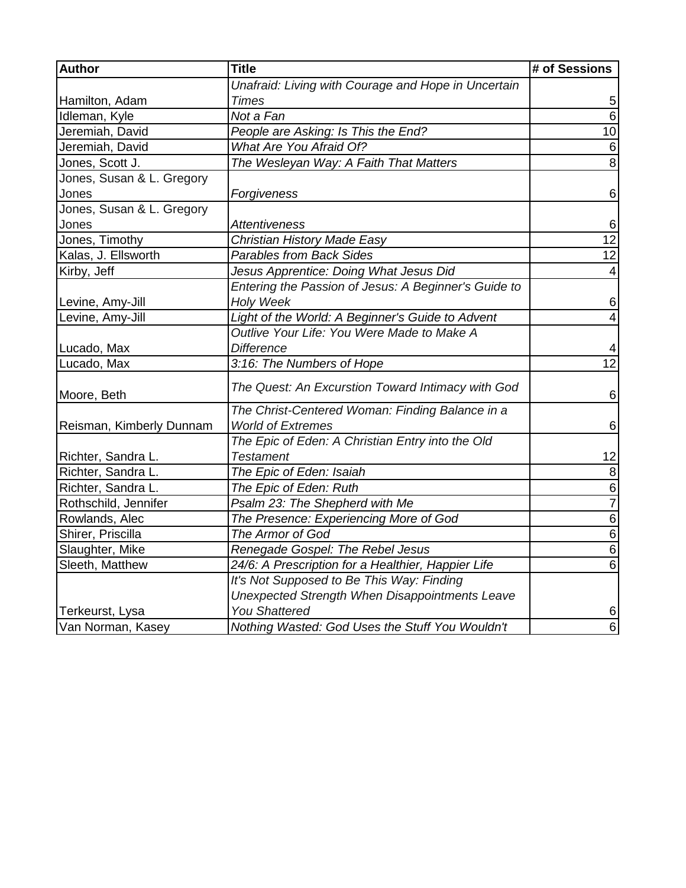| Author | Title | # of Sessions |
|---|---|---|
| Hamilton, Adam | *Unafraid: Living with Courage and Hope in Uncertain Times* | 5 |
| Idleman, Kyle | *Not a Fan* | 6 |
| Jeremiah, David | *People are Asking: Is This the End?* | 10 |
| Jeremiah, David | *What Are You Afraid Of?* | 6 |
| Jones, Scott J. | *The Wesleyan Way: A Faith That Matters* | 8 |
| Jones, Susan & L. Gregory Jones | *Forgiveness* | 6 |
| Jones, Susan & L. Gregory Jones | *Attentiveness* | 6 |
| Jones, Timothy | *Christian History Made Easy* | 12 |
| Kalas, J. Ellsworth | *Parables from Back Sides* | 12 |
| Kirby, Jeff | *Jesus Apprentice: Doing What Jesus Did* | 4 |
| Levine, Amy-Jill | *Entering the Passion of Jesus: A Beginner's Guide to Holy Week* | 6 |
| Levine, Amy-Jill | *Light of the World: A Beginner's Guide to Advent* | 4 |
| Lucado, Max | *Outlive Your Life: You Were Made to Make A Difference* | 4 |
| Lucado, Max | *3:16: The Numbers of Hope* | 12 |
| Moore, Beth | *The Quest: An Excurstion Toward Intimacy with God* | 6 |
| Reisman, Kimberly Dunnam | *The Christ-Centered Woman: Finding Balance in a World of Extremes* | 6 |
| Richter, Sandra L. | *The Epic of Eden: A Christian Entry into the Old Testament* | 12 |
| Richter, Sandra L. | *The Epic of Eden: Isaiah* | 8 |
| Richter, Sandra L. | *The Epic of Eden: Ruth* | 6 |
| Rothschild, Jennifer | *Psalm 23: The Shepherd with Me* | 7 |
| Rowlands, Alec | *The Presence: Experiencing More of God* | 6 |
| Shirer, Priscilla | *The Armor of God* | 6 |
| Slaughter, Mike | *Renegade Gospel: The Rebel Jesus* | 6 |
| Sleeth, Matthew | *24/6: A Prescription for a Healthier, Happier Life* | 6 |
| Terkeurst, Lysa | *It's Not Supposed to Be This Way: Finding Unexpected Strength When Disappointments Leave You Shattered* | 6 |
| Van Norman, Kasey | *Nothing Wasted: God Uses the Stuff You Wouldn't* | 6 |